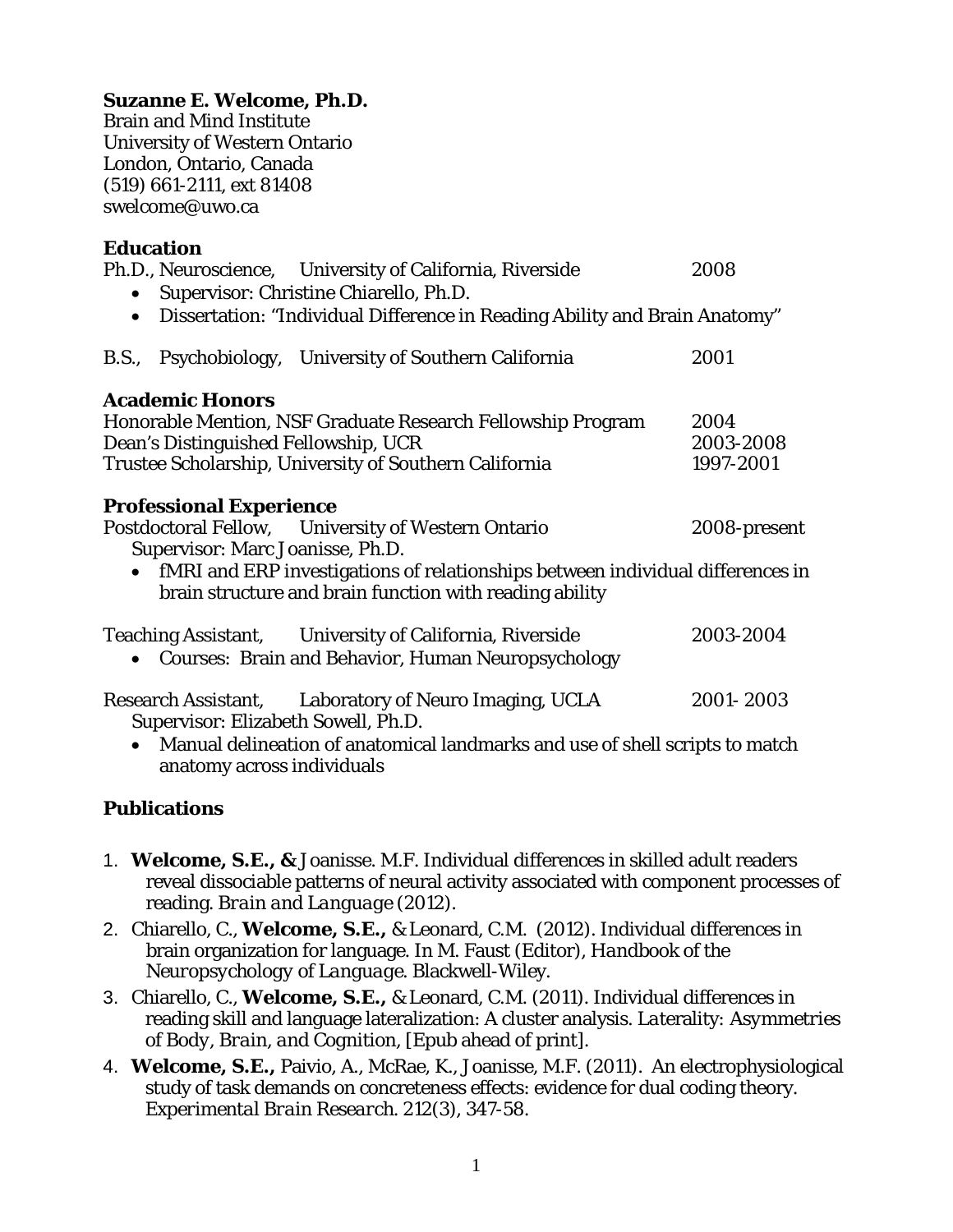**Suzanne E. Welcome, Ph.D.**
Brain and Mind Institute
University of Western Ontario
London, Ontario, Canada
(519) 661-2111, ext 81408
swelcome@uwo.ca

## Education

Ph.D., Neuroscience, University of California, Riverside 2008

- Supervisor: Christine Chiarello, Ph.D.
- Dissertation: "Individual Difference in Reading Ability and Brain Anatomy"

B.S., Psychobiology, University of Southern California 2001

## Academic Honors

Honorable Mention, NSF Graduate Research Fellowship Program 2004
Dean's Distinguished Fellowship, UCR 2003-2008
Trustee Scholarship, University of Southern California 1997-2001

## Professional Experience

Postdoctoral Fellow, University of Western Ontario 2008-present
Supervisor: Marc Joanisse, Ph.D.

- fMRI and ERP investigations of relationships between individual differences in brain structure and brain function with reading ability

Teaching Assistant, University of California, Riverside 2003-2004

- Courses: Brain and Behavior, Human Neuropsychology

Research Assistant, Laboratory of Neuro Imaging, UCLA 2001- 2003
Supervisor: Elizabeth Sowell, Ph.D.

- Manual delineation of anatomical landmarks and use of shell scripts to match anatomy across individuals

## Publications

1. **Welcome, S.E., &** Joanisse. M.F. Individual differences in skilled adult readers reveal dissociable patterns of neural activity associated with component processes of reading. *Brain and Language* (2012).
2. Chiarello, C., **Welcome, S.E.,** & Leonard, C.M. (2012). Individual differences in brain organization for language. In M. Faust (Editor), *Handbook of the Neuropsychology of Language*. Blackwell-Wiley.
3. Chiarello, C., **Welcome, S.E.,** & Leonard, C.M. (2011). Individual differences in reading skill and language lateralization: A cluster analysis. *Laterality: Asymmetries of Body, Brain, and Cognition*, [Epub ahead of print].
4. **Welcome, S.E.,** Paivio, A., McRae, K., Joanisse, M.F. (2011). An electrophysiological study of task demands on concreteness effects: evidence for dual coding theory. *Experimental Brain Research*. 212(3), 347-58.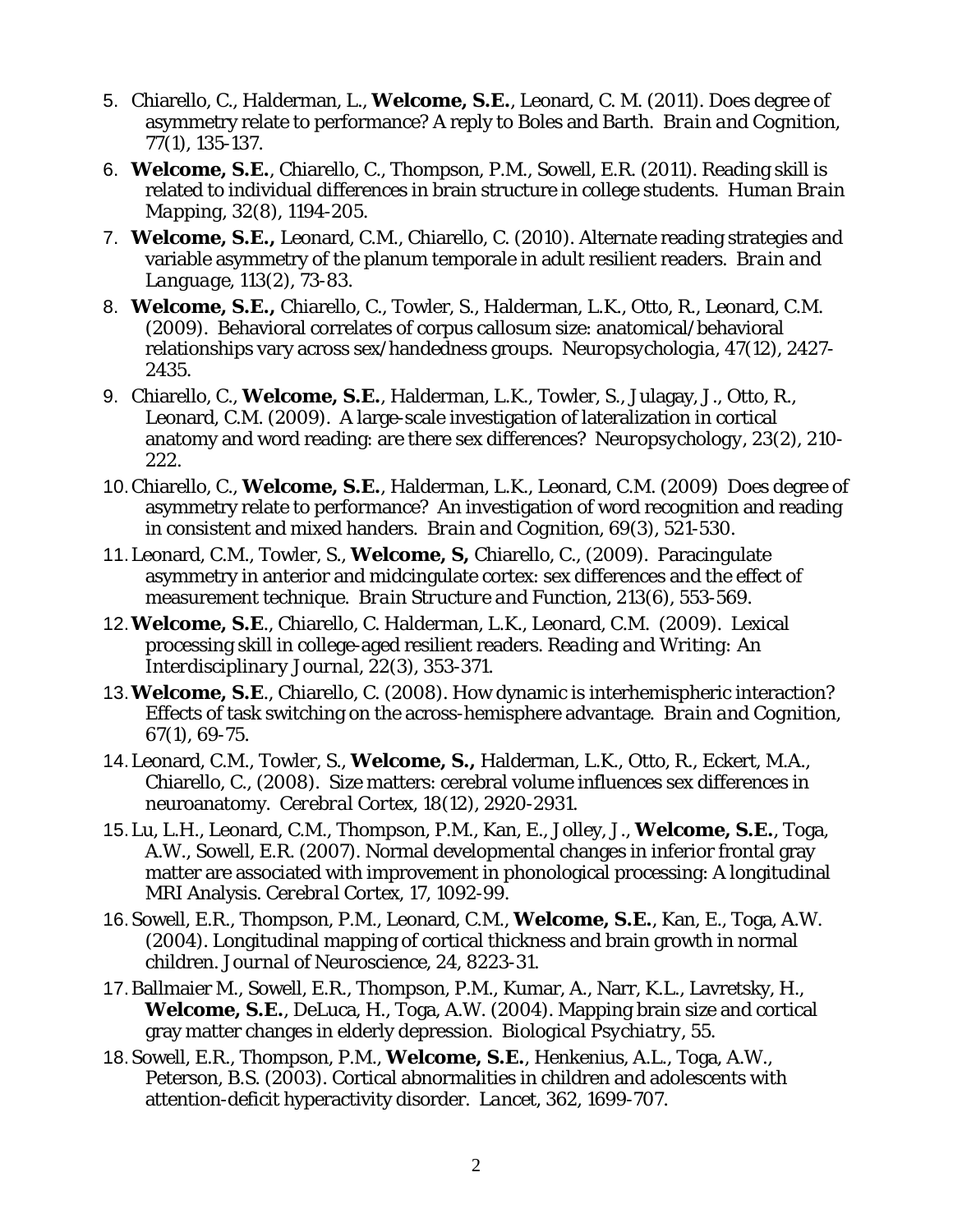5. Chiarello, C., Halderman, L., **Welcome, S.E.**, Leonard, C. M. (2011). Does degree of asymmetry relate to performance? A reply to Boles and Barth. *Brain and Cognition, 77*(1), 135-137.
6. **Welcome, S.E.**, Chiarello, C., Thompson, P.M., Sowell, E.R. (2011). Reading skill is related to individual differences in brain structure in college students. *Human Brain Mapping, 32*(8), 1194-205.
7. **Welcome, S.E.,** Leonard, C.M., Chiarello, C. (2010). Alternate reading strategies and variable asymmetry of the planum temporale in adult resilient readers. *Brain and Language, 113*(2), 73-83.
8. **Welcome, S.E.,** Chiarello, C., Towler, S., Halderman, L.K., Otto, R., Leonard, C.M. (2009). Behavioral correlates of corpus callosum size: anatomical/behavioral relationships vary across sex/handedness groups. *Neuropsychologia, 47*(12), 2427-2435.
9. Chiarello, C., **Welcome, S.E.**, Halderman, L.K., Towler, S., Julagay, J., Otto, R., Leonard, C.M. (2009). A large-scale investigation of lateralization in cortical anatomy and word reading: are there sex differences? *Neuropsychology, 23*(2), 210-222.
10. Chiarello, C., **Welcome, S.E.**, Halderman, L.K., Leonard, C.M. (2009) Does degree of asymmetry relate to performance? An investigation of word recognition and reading in consistent and mixed handers. *Brain and Cognition, 69*(3), 521-530.
11. Leonard, C.M., Towler, S., **Welcome, S,** Chiarello, C., (2009). Paracingulate asymmetry in anterior and midcingulate cortex: sex differences and the effect of measurement technique. *Brain Structure and Function, 213*(6), 553-569.
12. **Welcome, S.E**., Chiarello, C. Halderman, L.K., Leonard, C.M. (2009). Lexical processing skill in college-aged resilient readers. *Reading and Writing: An Interdisciplinary Journal, 22*(3), 353-371.
13. **Welcome, S.E**., Chiarello, C. (2008). How dynamic is interhemispheric interaction? Effects of task switching on the across-hemisphere advantage. *Brain and Cognition, 67*(1), 69-75.
14. Leonard, C.M., Towler, S., **Welcome, S.,** Halderman, L.K., Otto, R., Eckert, M.A., Chiarello, C., (2008). Size matters: cerebral volume influences sex differences in neuroanatomy. *Cerebral Cortex, 18*(12), 2920-2931.
15. Lu, L.H., Leonard, C.M., Thompson, P.M., Kan, E., Jolley, J., **Welcome, S.E.**, Toga, A.W., Sowell, E.R. (2007). Normal developmental changes in inferior frontal gray matter are associated with improvement in phonological processing: A longitudinal MRI Analysis. *Cerebral Cortex, 17*, 1092-99.
16. Sowell, E.R., Thompson, P.M., Leonard, C.M., **Welcome, S.E.**, Kan, E., Toga, A.W. (2004). Longitudinal mapping of cortical thickness and brain growth in normal children. *Journal of Neuroscience, 24*, 8223-31.
17. Ballmaier M., Sowell, E.R., Thompson, P.M., Kumar, A., Narr, K.L., Lavretsky, H., **Welcome, S.E.**, DeLuca, H., Toga, A.W. (2004). Mapping brain size and cortical gray matter changes in elderly depression. *Biological Psychiatry, 55*.
18. Sowell, E.R., Thompson, P.M., **Welcome, S.E.**, Henkenius, A.L., Toga, A.W., Peterson, B.S. (2003). Cortical abnormalities in children and adolescents with attention-deficit hyperactivity disorder. *Lancet, 362*, 1699-707.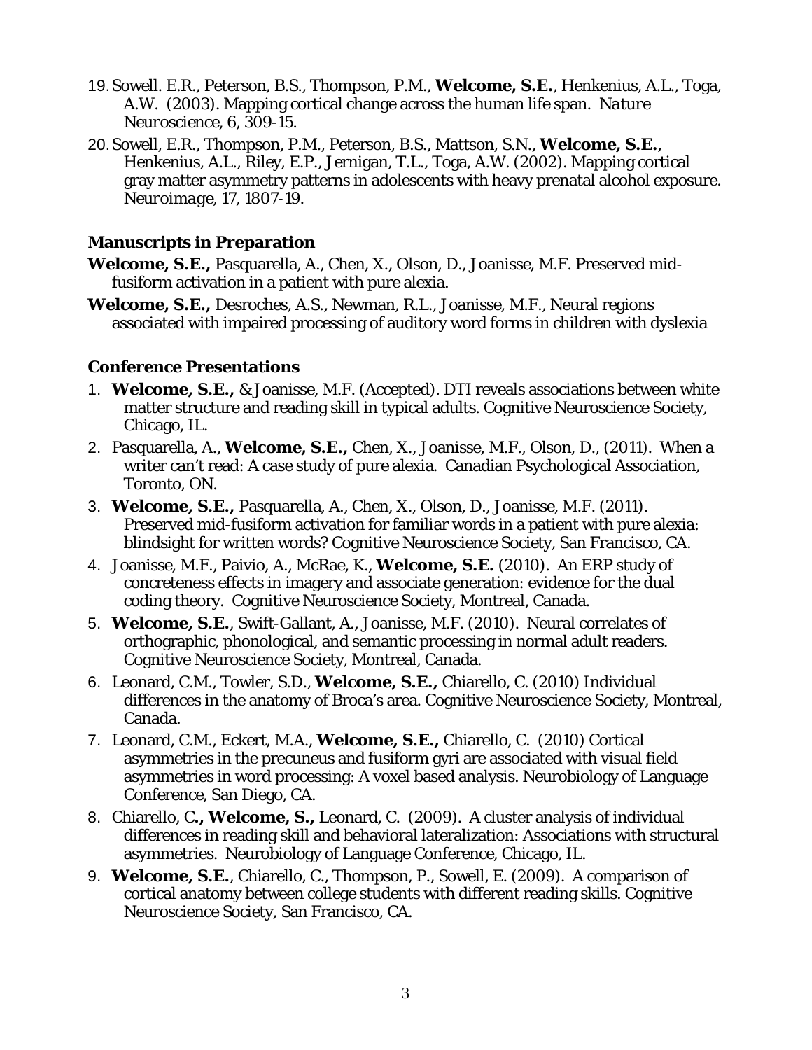19. Sowell. E.R., Peterson, B.S., Thompson, P.M., **Welcome, S.E.**, Henkenius, A.L., Toga, A.W. (2003). Mapping cortical change across the human life span. *Nature Neuroscience*, 6, 309-15.
20. Sowell, E.R., Thompson, P.M., Peterson, B.S., Mattson, S.N., **Welcome, S.E.**, Henkenius, A.L., Riley, E.P., Jernigan, T.L., Toga, A.W. (2002). Mapping cortical gray matter asymmetry patterns in adolescents with heavy prenatal alcohol exposure. *Neuroimage*, 17, 1807-19.

## Manuscripts in Preparation

**Welcome, S.E.,** Pasquarella, A., Chen, X., Olson, D., Joanisse, M.F. Preserved mid-fusiform activation in a patient with pure alexia.

**Welcome, S.E.,** Desroches, A.S., Newman, R.L., Joanisse, M.F., Neural regions associated with impaired processing of auditory word forms in children with dyslexia

## Conference Presentations

1. **Welcome, S.E.,** & Joanisse, M.F. (Accepted). DTI reveals associations between white matter structure and reading skill in typical adults. Cognitive Neuroscience Society, Chicago, IL.
2. Pasquarella, A., **Welcome, S.E.,** Chen, X., Joanisse, M.F., Olson, D., (2011). When a writer can't read: A case study of pure alexia. Canadian Psychological Association, Toronto, ON.
3. **Welcome, S.E.,** Pasquarella, A., Chen, X., Olson, D., Joanisse, M.F. (2011). Preserved mid-fusiform activation for familiar words in a patient with pure alexia: blindsight for written words? Cognitive Neuroscience Society, San Francisco, CA.
4. Joanisse, M.F., Paivio, A., McRae, K., **Welcome, S.E.** (2010). An ERP study of concreteness effects in imagery and associate generation: evidence for the dual coding theory. Cognitive Neuroscience Society, Montreal, Canada.
5. **Welcome, S.E.**, Swift-Gallant, A., Joanisse, M.F. (2010). Neural correlates of orthographic, phonological, and semantic processing in normal adult readers. Cognitive Neuroscience Society, Montreal, Canada.
6. Leonard, C.M., Towler, S.D., **Welcome, S.E.,** Chiarello, C. (2010) Individual differences in the anatomy of Broca's area. Cognitive Neuroscience Society, Montreal, Canada.
7. Leonard, C.M., Eckert, M.A., **Welcome, S.E.,** Chiarello, C. (2010) Cortical asymmetries in the precuneus and fusiform gyri are associated with visual field asymmetries in word processing: A voxel based analysis. Neurobiology of Language Conference, San Diego, CA.
8. Chiarello, C**., Welcome, S.,** Leonard, C. (2009). A cluster analysis of individual differences in reading skill and behavioral lateralization: Associations with structural asymmetries. Neurobiology of Language Conference, Chicago, IL.
9. **Welcome, S.E.**, Chiarello, C., Thompson, P., Sowell, E. (2009). A comparison of cortical anatomy between college students with different reading skills. Cognitive Neuroscience Society, San Francisco, CA.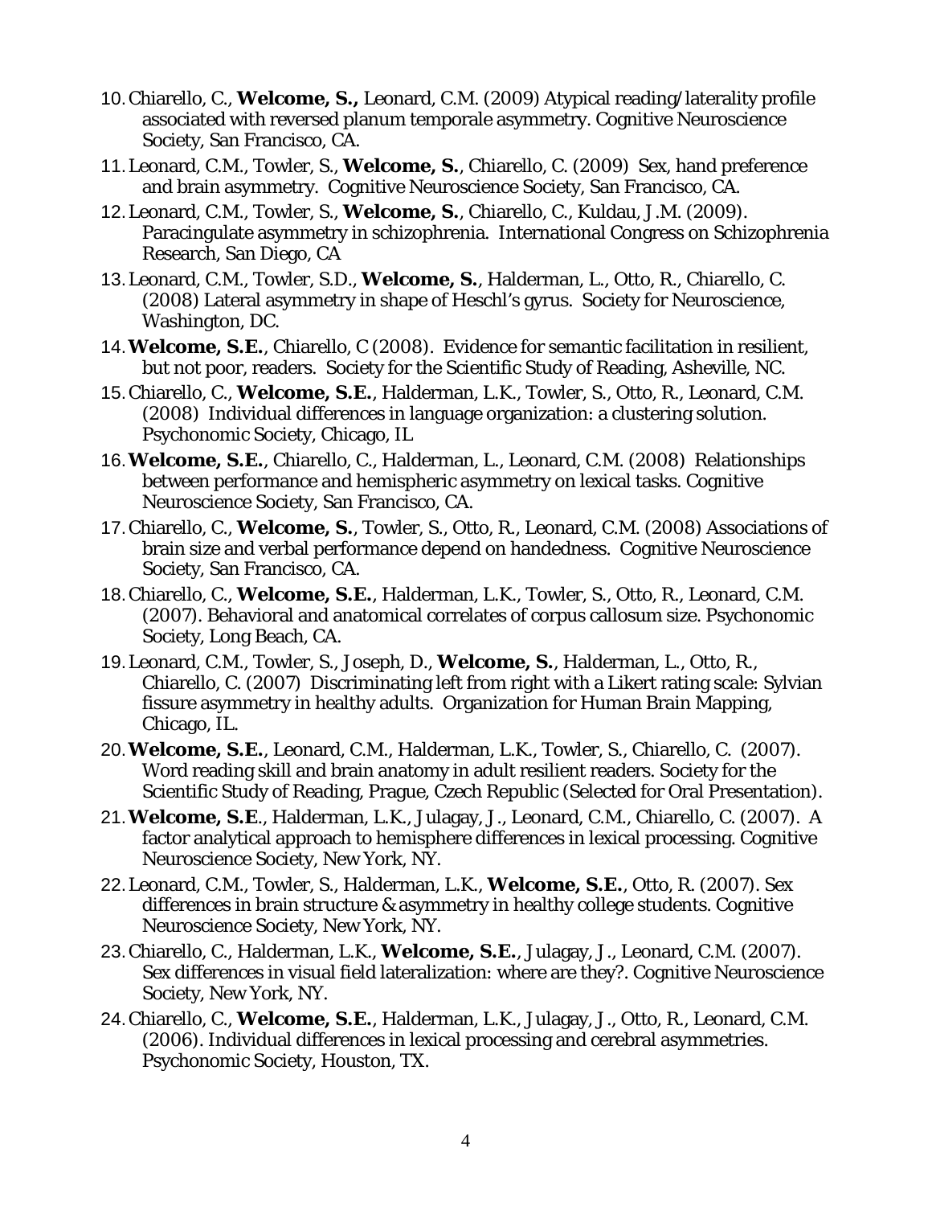10. Chiarello, C., **Welcome, S.,** Leonard, C.M. (2009) Atypical reading/laterality profile associated with reversed planum temporale asymmetry. Cognitive Neuroscience Society, San Francisco, CA.
11. Leonard, C.M., Towler, S., **Welcome, S.**, Chiarello, C. (2009) Sex, hand preference and brain asymmetry. Cognitive Neuroscience Society, San Francisco, CA.
12. Leonard, C.M., Towler, S., **Welcome, S.**, Chiarello, C., Kuldau, J.M. (2009). Paracingulate asymmetry in schizophrenia. International Congress on Schizophrenia Research, San Diego, CA
13. Leonard, C.M., Towler, S.D., **Welcome, S.**, Halderman, L., Otto, R., Chiarello, C. (2008) Lateral asymmetry in shape of Heschl's gyrus. Society for Neuroscience, Washington, DC.
14. **Welcome, S.E.**, Chiarello, C (2008). Evidence for semantic facilitation in resilient, but not poor, readers. Society for the Scientific Study of Reading, Asheville, NC.
15. Chiarello, C., **Welcome, S.E.**, Halderman, L.K., Towler, S., Otto, R., Leonard, C.M. (2008) Individual differences in language organization: a clustering solution. Psychonomic Society, Chicago, IL
16. **Welcome, S.E.**, Chiarello, C., Halderman, L., Leonard, C.M. (2008) Relationships between performance and hemispheric asymmetry on lexical tasks. Cognitive Neuroscience Society, San Francisco, CA.
17. Chiarello, C., **Welcome, S.**, Towler, S., Otto, R., Leonard, C.M. (2008) Associations of brain size and verbal performance depend on handedness. Cognitive Neuroscience Society, San Francisco, CA.
18. Chiarello, C., **Welcome, S.E.**, Halderman, L.K., Towler, S., Otto, R., Leonard, C.M. (2007). Behavioral and anatomical correlates of corpus callosum size. Psychonomic Society, Long Beach, CA.
19. Leonard, C.M., Towler, S., Joseph, D., **Welcome, S.**, Halderman, L., Otto, R., Chiarello, C. (2007) Discriminating left from right with a Likert rating scale: Sylvian fissure asymmetry in healthy adults. Organization for Human Brain Mapping, Chicago, IL.
20. **Welcome, S.E.**, Leonard, C.M., Halderman, L.K., Towler, S., Chiarello, C. (2007). Word reading skill and brain anatomy in adult resilient readers. Society for the Scientific Study of Reading, Prague, Czech Republic (Selected for Oral Presentation).
21. **Welcome, S.E**., Halderman, L.K., Julagay, J., Leonard, C.M., Chiarello, C. (2007). A factor analytical approach to hemisphere differences in lexical processing. Cognitive Neuroscience Society, New York, NY.
22. Leonard, C.M., Towler, S., Halderman, L.K., **Welcome, S.E.**, Otto, R. (2007). Sex differences in brain structure & asymmetry in healthy college students. Cognitive Neuroscience Society, New York, NY.
23. Chiarello, C., Halderman, L.K., **Welcome, S.E.**, Julagay, J., Leonard, C.M. (2007). Sex differences in visual field lateralization: where are they?. Cognitive Neuroscience Society, New York, NY.
24. Chiarello, C., **Welcome, S.E.**, Halderman, L.K., Julagay, J., Otto, R., Leonard, C.M. (2006). Individual differences in lexical processing and cerebral asymmetries. Psychonomic Society, Houston, TX.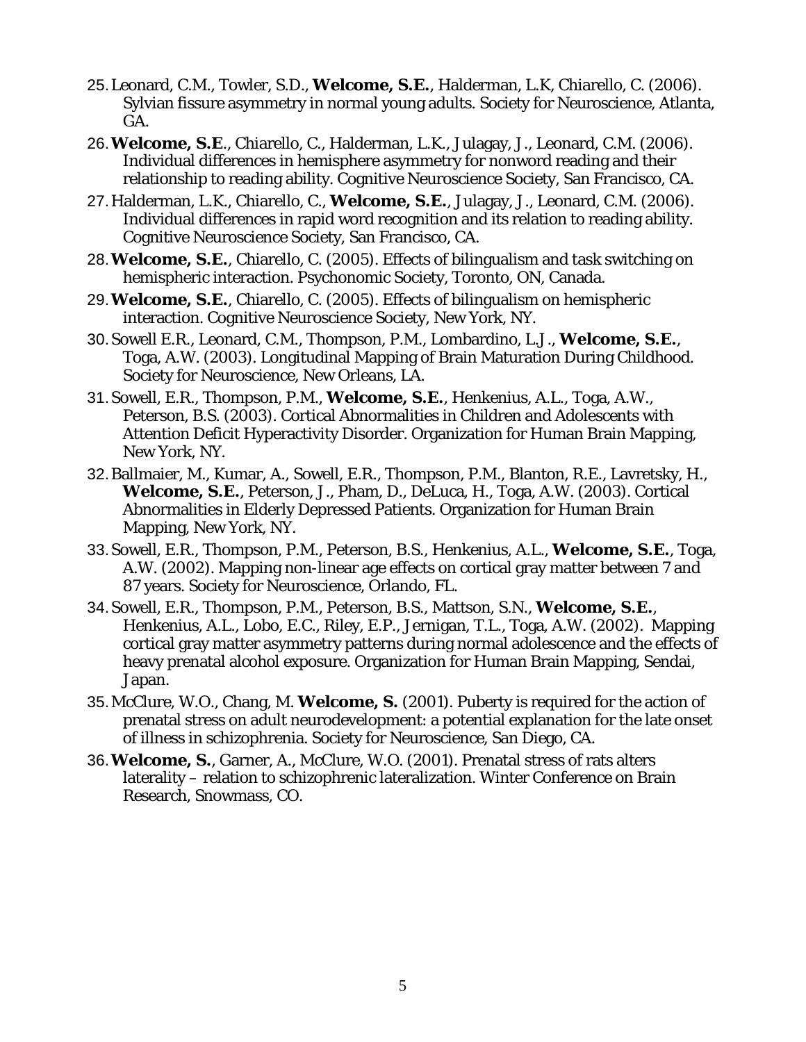25. Leonard, C.M., Towler, S.D., **Welcome, S.E.**, Halderman, L.K, Chiarello, C. (2006). Sylvian fissure asymmetry in normal young adults. Society for Neuroscience, Atlanta, GA.
26. **Welcome, S.E**., Chiarello, C., Halderman, L.K., Julagay, J., Leonard, C.M. (2006). Individual differences in hemisphere asymmetry for nonword reading and their relationship to reading ability. Cognitive Neuroscience Society, San Francisco, CA.
27. Halderman, L.K., Chiarello, C., **Welcome, S.E.**, Julagay, J., Leonard, C.M. (2006). Individual differences in rapid word recognition and its relation to reading ability. Cognitive Neuroscience Society, San Francisco, CA.
28. **Welcome, S.E.**, Chiarello, C. (2005). Effects of bilingualism and task switching on hemispheric interaction. Psychonomic Society, Toronto, ON, Canada.
29. **Welcome, S.E.**, Chiarello, C. (2005). Effects of bilingualism on hemispheric interaction. Cognitive Neuroscience Society, New York, NY.
30. Sowell E.R., Leonard, C.M., Thompson, P.M., Lombardino, L.J., **Welcome, S.E.**, Toga, A.W. (2003). Longitudinal Mapping of Brain Maturation During Childhood. Society for Neuroscience, New Orleans, LA.
31. Sowell, E.R., Thompson, P.M., **Welcome, S.E.**, Henkenius, A.L., Toga, A.W., Peterson, B.S. (2003). Cortical Abnormalities in Children and Adolescents with Attention Deficit Hyperactivity Disorder. Organization for Human Brain Mapping, New York, NY.
32. Ballmaier, M., Kumar, A., Sowell, E.R., Thompson, P.M., Blanton, R.E., Lavretsky, H., **Welcome, S.E.**, Peterson, J., Pham, D., DeLuca, H., Toga, A.W. (2003). Cortical Abnormalities in Elderly Depressed Patients. Organization for Human Brain Mapping, New York, NY.
33. Sowell, E.R., Thompson, P.M., Peterson, B.S., Henkenius, A.L., **Welcome, S.E.**, Toga, A.W. (2002). Mapping non-linear age effects on cortical gray matter between 7 and 87 years. Society for Neuroscience, Orlando, FL.
34. Sowell, E.R., Thompson, P.M., Peterson, B.S., Mattson, S.N., **Welcome, S.E.**, Henkenius, A.L., Lobo, E.C., Riley, E.P., Jernigan, T.L., Toga, A.W. (2002). Mapping cortical gray matter asymmetry patterns during normal adolescence and the effects of heavy prenatal alcohol exposure. Organization for Human Brain Mapping, Sendai, Japan.
35. McClure, W.O., Chang, M. **Welcome, S.** (2001). Puberty is required for the action of prenatal stress on adult neurodevelopment: a potential explanation for the late onset of illness in schizophrenia. Society for Neuroscience, San Diego, CA.
36. **Welcome, S.**, Garner, A., McClure, W.O. (2001). Prenatal stress of rats alters laterality – relation to schizophrenic lateralization. Winter Conference on Brain Research, Snowmass, CO.